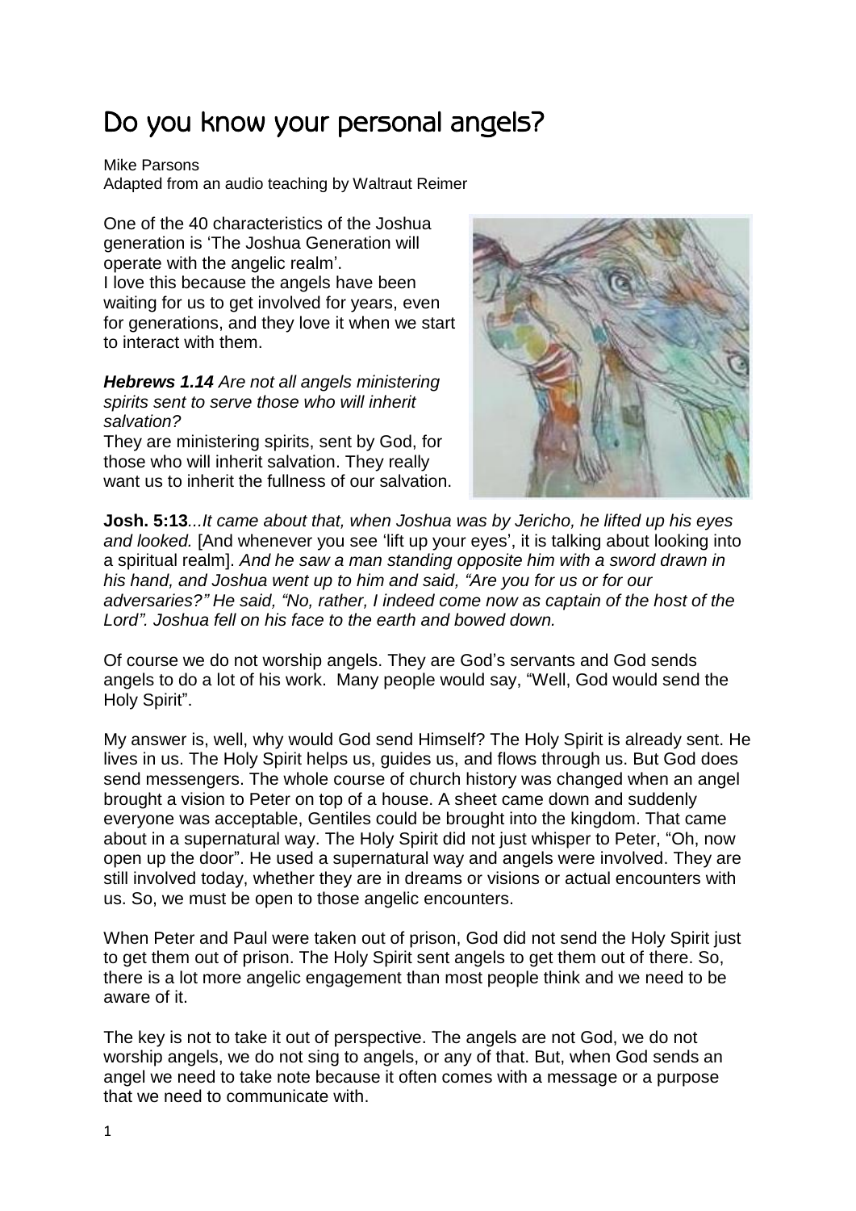# Do you know your personal angels?

Mike Parsons
Adapted from an audio teaching by Waltraut Reimer

One of the 40 characteristics of the Joshua generation is 'The Joshua Generation will operate with the angelic realm'.
I love this because the angels have been waiting for us to get involved for years, even for generations, and they love it when we start to interact with them.

***Hebrews 1.14*** *Are not all angels ministering spirits sent to serve those who will inherit salvation?*
They are ministering spirits, sent by God, for those who will inherit salvation. They really want us to inherit the fullness of our salvation.

**Josh. 5:13**...*It came about that, when Joshua was by Jericho, he lifted up his eyes and looked.* [And whenever you see 'lift up your eyes', it is talking about looking into a spiritual realm]. *And he saw a man standing opposite him with a sword drawn in his hand, and Joshua went up to him and said, "Are you for us or for our adversaries?" He said, "No, rather, I indeed come now as captain of the host of the Lord". Joshua fell on his face to the earth and bowed down.*

Of course we do not worship angels. They are God's servants and God sends angels to do a lot of his work. Many people would say, "Well, God would send the Holy Spirit".

My answer is, well, why would God send Himself? The Holy Spirit is already sent. He lives in us. The Holy Spirit helps us, guides us, and flows through us. But God does send messengers. The whole course of church history was changed when an angel brought a vision to Peter on top of a house. A sheet came down and suddenly everyone was acceptable, Gentiles could be brought into the kingdom. That came about in a supernatural way. The Holy Spirit did not just whisper to Peter, "Oh, now open up the door". He used a supernatural way and angels were involved. They are still involved today, whether they are in dreams or visions or actual encounters with us. So, we must be open to those angelic encounters.

When Peter and Paul were taken out of prison, God did not send the Holy Spirit just to get them out of prison. The Holy Spirit sent angels to get them out of there. So, there is a lot more angelic engagement than most people think and we need to be aware of it.

The key is not to take it out of perspective. The angels are not God, we do not worship angels, we do not sing to angels, or any of that. But, when God sends an angel we need to take note because it often comes with a message or a purpose that we need to communicate with.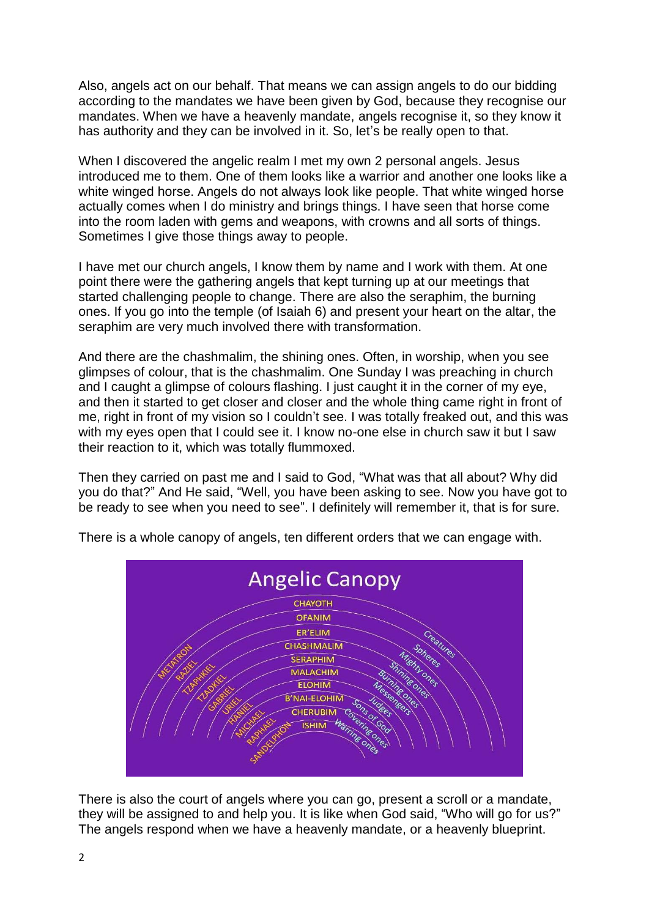Also, angels act on our behalf. That means we can assign angels to do our bidding according to the mandates we have been given by God, because they recognise our mandates. When we have a heavenly mandate, angels recognise it, so they know it has authority and they can be involved in it. So, let's be really open to that.

When I discovered the angelic realm I met my own 2 personal angels. Jesus introduced me to them. One of them looks like a warrior and another one looks like a white winged horse. Angels do not always look like people. That white winged horse actually comes when I do ministry and brings things. I have seen that horse come into the room laden with gems and weapons, with crowns and all sorts of things. Sometimes I give those things away to people.

I have met our church angels, I know them by name and I work with them. At one point there were the gathering angels that kept turning up at our meetings that started challenging people to change. There are also the seraphim, the burning ones. If you go into the temple (of Isaiah 6) and present your heart on the altar, the seraphim are very much involved there with transformation.

And there are the chashmalim, the shining ones. Often, in worship, when you see glimpses of colour, that is the chashmalim. One Sunday I was preaching in church and I caught a glimpse of colours flashing. I just caught it in the corner of my eye, and then it started to get closer and closer and the whole thing came right in front of me, right in front of my vision so I couldn't see. I was totally freaked out, and this was with my eyes open that I could see it. I know no-one else in church saw it but I saw their reaction to it, which was totally flummoxed.

Then they carried on past me and I said to God, "What was that all about? Why did you do that?" And He said, "Well, you have been asking to see. Now you have got to be ready to see when you need to see". I definitely will remember it, that is for sure.

There is a whole canopy of angels, ten different orders that we can engage with.

**Angelic Canopy**

| | | |
|---|---|---|
| METATRON | CHAYOTH | Creatures |
| RAZIEL | OFANIM | Spheres |
| TZAPHKIEL | ER'ELIM | Mighty ones |
| TZADKIEL | CHASHMALIM | Shining ones |
| GABRIEL | SERAPHIM | Burning ones |
| URIEL | MALACHIM | Messengers |
| HANIEL | ELOHIM | Judges |
| MICHAEL | B'NAI-ELOHIM | Sons of God |
| RAPHAEL | CHERUBIM | Covering ones |
| SANDELPHON | ISHIM | Warring ones |

There is also the court of angels where you can go, present a scroll or a mandate, they will be assigned to and help you. It is like when God said, "Who will go for us?" The angels respond when we have a heavenly mandate, or a heavenly blueprint.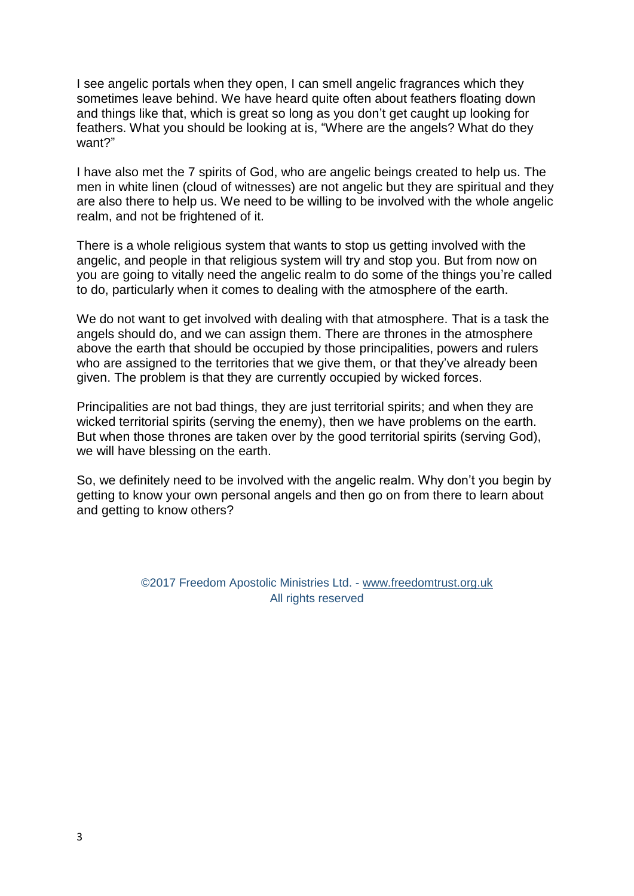I see angelic portals when they open, I can smell angelic fragrances which they sometimes leave behind. We have heard quite often about feathers floating down and things like that, which is great so long as you don't get caught up looking for feathers. What you should be looking at is, "Where are the angels? What do they want?"

I have also met the 7 spirits of God, who are angelic beings created to help us. The men in white linen (cloud of witnesses) are not angelic but they are spiritual and they are also there to help us. We need to be willing to be involved with the whole angelic realm, and not be frightened of it.

There is a whole religious system that wants to stop us getting involved with the angelic, and people in that religious system will try and stop you. But from now on you are going to vitally need the angelic realm to do some of the things you're called to do, particularly when it comes to dealing with the atmosphere of the earth.

We do not want to get involved with dealing with that atmosphere. That is a task the angels should do, and we can assign them. There are thrones in the atmosphere above the earth that should be occupied by those principalities, powers and rulers who are assigned to the territories that we give them, or that they've already been given. The problem is that they are currently occupied by wicked forces.

Principalities are not bad things, they are just territorial spirits; and when they are wicked territorial spirits (serving the enemy), then we have problems on the earth. But when those thrones are taken over by the good territorial spirits (serving God), we will have blessing on the earth.

So, we definitely need to be involved with the angelic realm. Why don't you begin by getting to know your own personal angels and then go on from there to learn about and getting to know others?

©2017 Freedom Apostolic Ministries Ltd. - www.freedomtrust.org.uk
All rights reserved